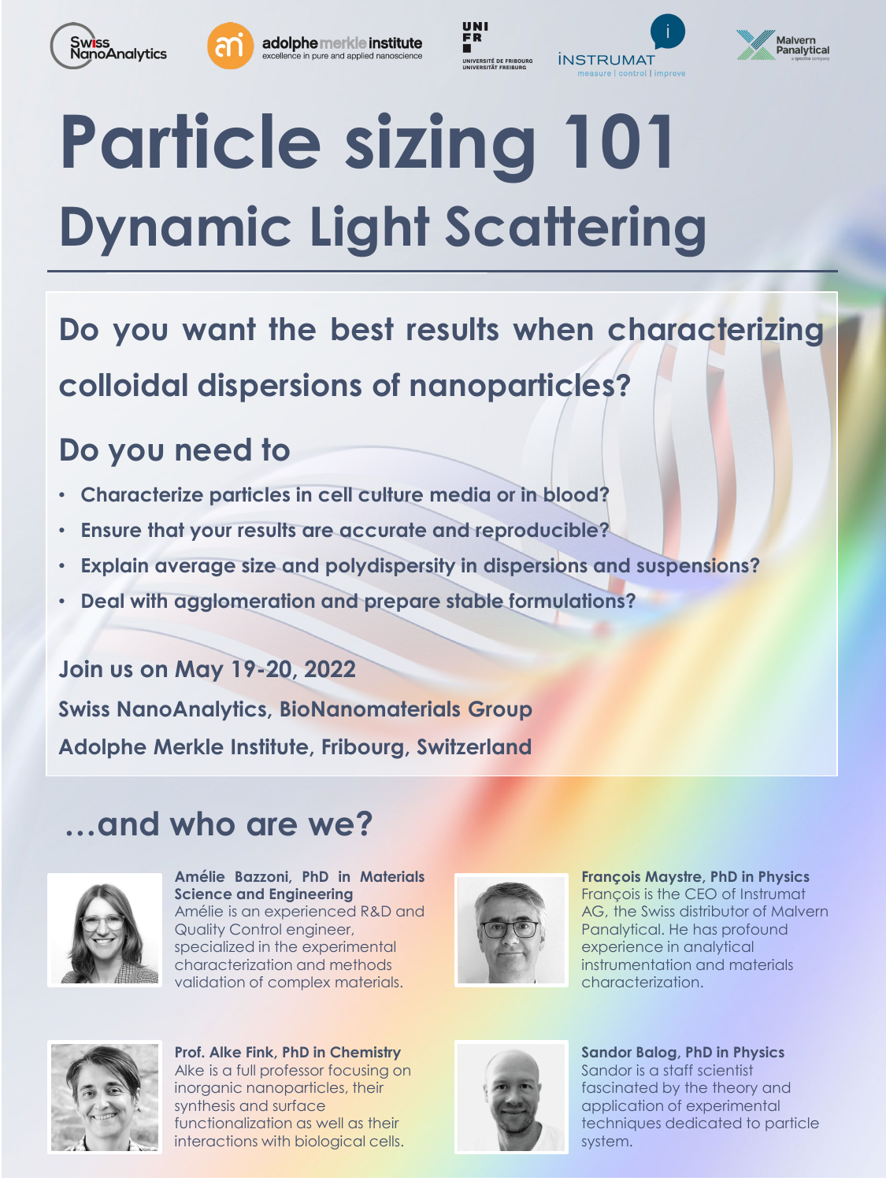# Particle sizing 101

## Dynamic Light Scattering

### Do you want the best results when characterizing colloidal dispersions of nanoparticles?

### Do you need to

- Characterize particles in cell culture media or in blood?
- Ensure that your results are accurate and reproducible?
- Explain average size and polydispersity in dispersions and suspensions?
- Deal with agglomeration and prepare stable formulations?

**Join us on May 19-20, 2022**

**Swiss NanoAnalytics, BioNanomaterials Group**

**Adolphe Merkle Institute, Fribourg, Switzerland**

## …and who are we?

**Amélie Bazzoni, PhD in Materials Science and Engineering**
Amélie is an experienced R&D and Quality Control engineer, specialized in the experimental characterization and methods validation of complex materials.

**François Maystre, PhD in Physics**
François is the CEO of Instrumat AG, the Swiss distributor of Malvern Panalytical. He has profound experience in analytical instrumentation and materials characterization.

**Prof. Alke Fink, PhD in Chemistry**
Alke is a full professor focusing on inorganic nanoparticles, their synthesis and surface functionalization as well as their interactions with biological cells.

**Sandor Balog, PhD in Physics**
Sandor is a staff scientist fascinated by the theory and application of experimental techniques dedicated to particle system.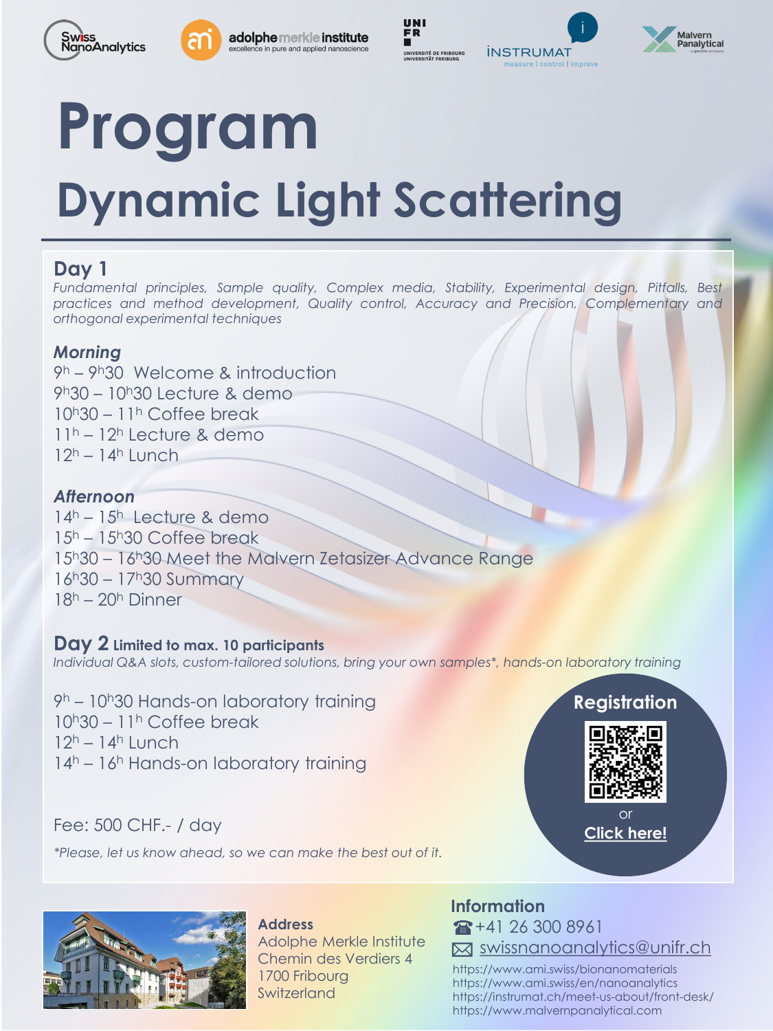# Program

# Dynamic Light Scattering

## Day 1

*Fundamental principles, Sample quality, Complex media, Stability, Experimental design, Pitfalls, Best practices and method development, Quality control, Accuracy and Precision, Complementary and orthogonal experimental techniques*

### *Morning*

9h – 9h30 Welcome & introduction
9h30 – 10h30 Lecture & demo
10h30 – 11h Coffee break
11h – 12h Lecture & demo
12h – 14h Lunch

### *Afternoon*

14h – 15h Lecture & demo
15h – 15h30 Coffee break
15h30 – 16h30 Meet the Malvern Zetasizer Advance Range
16h30 – 17h30 Summary
18h – 20h Dinner

## Day 2 **Limited to max. 10 participants**

*Individual Q&A slots, custom-tailored solutions, bring your own samples*, hands-on laboratory training*

9h – 10h30 Hands-on laboratory training
10h30 – 11h Coffee break
12h – 14h Lunch
14h – 16h Hands-on laboratory training

Fee: 500 CHF.- / day

*\*Please, let us know ahead, so we can make the best out of it.*

**Registration**

or

**Click here!**

**Address**
Adolphe Merkle Institute
Chemin des Verdiers 4
1700 Fribourg
Switzerland

**Information**
☎ +41 26 300 8961
✉ swissnanoanalytics@unifr.ch
https://www.ami.swiss/bionanomaterials
https://www.ami.swiss/en/nanoanalytics
https://instrumat.ch/meet-us-about/front-desk/
https://www.malvernpanalytical.com